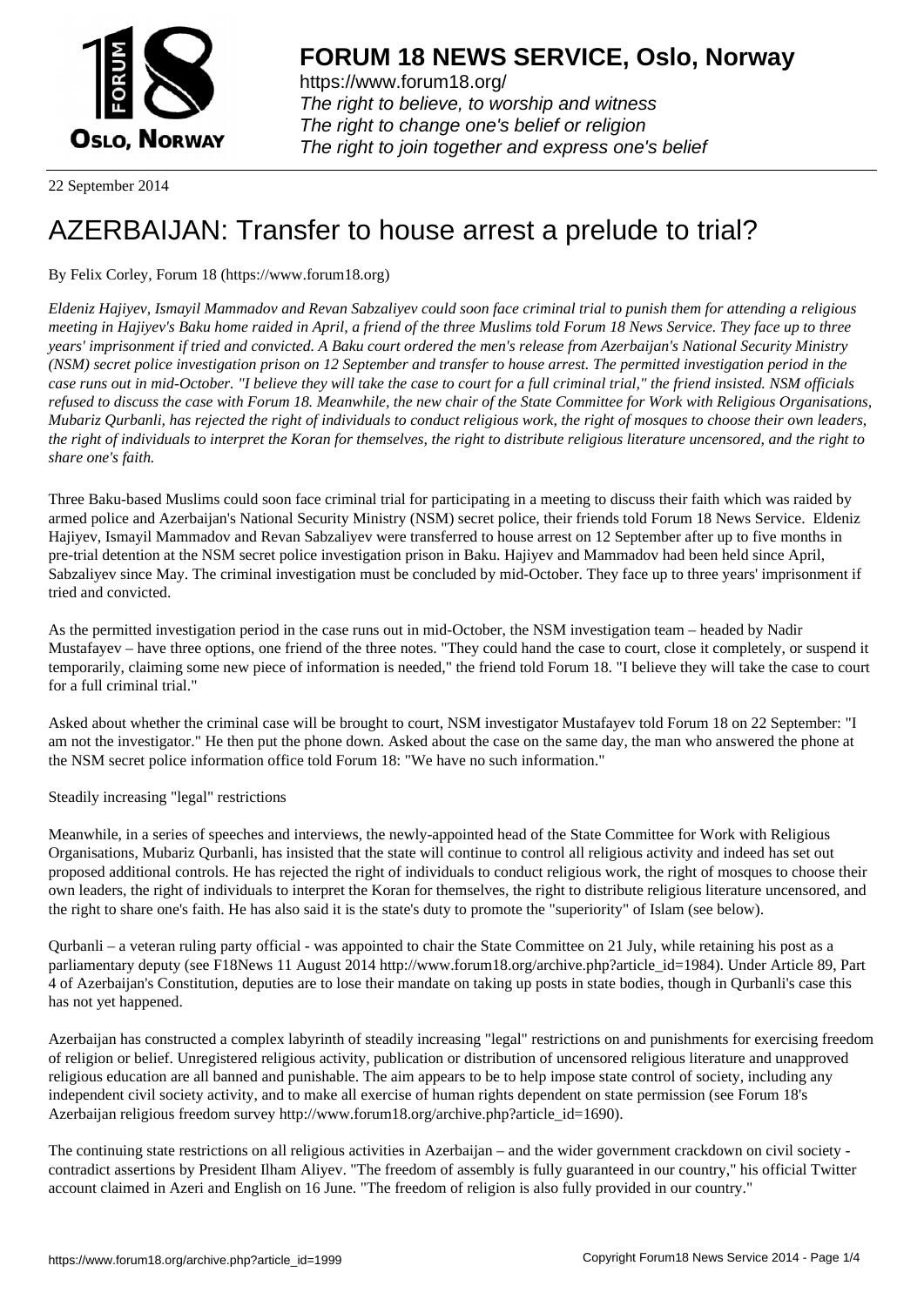# FORUM 18 NEWS SERVICE, Oslo, Norway

https://www.forum18.org/
*The right to believe, to worship and witness*
*The right to change one's belief or religion*
*The right to join together and express one's belief*

22 September 2014

# AZERBAIJAN: Transfer to house arrest a prelude to trial?

By Felix Corley, Forum 18 (https://www.forum18.org)

*Eldeniz Hajiyev, Ismayil Mammadov and Revan Sabzaliyev could soon face criminal trial to punish them for attending a religious meeting in Hajiyev's Baku home raided in April, a friend of the three Muslims told Forum 18 News Service. They face up to three years' imprisonment if tried and convicted. A Baku court ordered the men's release from Azerbaijan's National Security Ministry (NSM) secret police investigation prison on 12 September and transfer to house arrest. The permitted investigation period in the case runs out in mid-October. "I believe they will take the case to court for a full criminal trial," the friend insisted. NSM officials refused to discuss the case with Forum 18. Meanwhile, the new chair of the State Committee for Work with Religious Organisations, Mubariz Qurbanli, has rejected the right of individuals to conduct religious work, the right of mosques to choose their own leaders, the right of individuals to interpret the Koran for themselves, the right to distribute religious literature uncensored, and the right to share one's faith.*

Three Baku-based Muslims could soon face criminal trial for participating in a meeting to discuss their faith which was raided by armed police and Azerbaijan's National Security Ministry (NSM) secret police, their friends told Forum 18 News Service. Eldeniz Hajiyev, Ismayil Mammadov and Revan Sabzaliyev were transferred to house arrest on 12 September after up to five months in pre-trial detention at the NSM secret police investigation prison in Baku. Hajiyev and Mammadov had been held since April, Sabzaliyev since May. The criminal investigation must be concluded by mid-October. They face up to three years' imprisonment if tried and convicted.

As the permitted investigation period in the case runs out in mid-October, the NSM investigation team – headed by Nadir Mustafayev – have three options, one friend of the three notes. "They could hand the case to court, close it completely, or suspend it temporarily, claiming some new piece of information is needed," the friend told Forum 18. "I believe they will take the case to court for a full criminal trial."

Asked about whether the criminal case will be brought to court, NSM investigator Mustafayev told Forum 18 on 22 September: "I am not the investigator." He then put the phone down. Asked about the case on the same day, the man who answered the phone at the NSM secret police information office told Forum 18: "We have no such information."

Steadily increasing "legal" restrictions

Meanwhile, in a series of speeches and interviews, the newly-appointed head of the State Committee for Work with Religious Organisations, Mubariz Qurbanli, has insisted that the state will continue to control all religious activity and indeed has set out proposed additional controls. He has rejected the right of individuals to conduct religious work, the right of mosques to choose their own leaders, the right of individuals to interpret the Koran for themselves, the right to distribute religious literature uncensored, and the right to share one's faith. He has also said it is the state's duty to promote the "superiority" of Islam (see below).

Qurbanli – a veteran ruling party official - was appointed to chair the State Committee on 21 July, while retaining his post as a parliamentary deputy (see F18News 11 August 2014 http://www.forum18.org/archive.php?article_id=1984). Under Article 89, Part 4 of Azerbaijan's Constitution, deputies are to lose their mandate on taking up posts in state bodies, though in Qurbanli's case this has not yet happened.

Azerbaijan has constructed a complex labyrinth of steadily increasing "legal" restrictions on and punishments for exercising freedom of religion or belief. Unregistered religious activity, publication or distribution of uncensored religious literature and unapproved religious education are all banned and punishable. The aim appears to be to help impose state control of society, including any independent civil society activity, and to make all exercise of human rights dependent on state permission (see Forum 18's Azerbaijan religious freedom survey http://www.forum18.org/archive.php?article_id=1690).

The continuing state restrictions on all religious activities in Azerbaijan – and the wider government crackdown on civil society - contradict assertions by President Ilham Aliyev. "The freedom of assembly is fully guaranteed in our country," his official Twitter account claimed in Azeri and English on 16 June. "The freedom of religion is also fully provided in our country."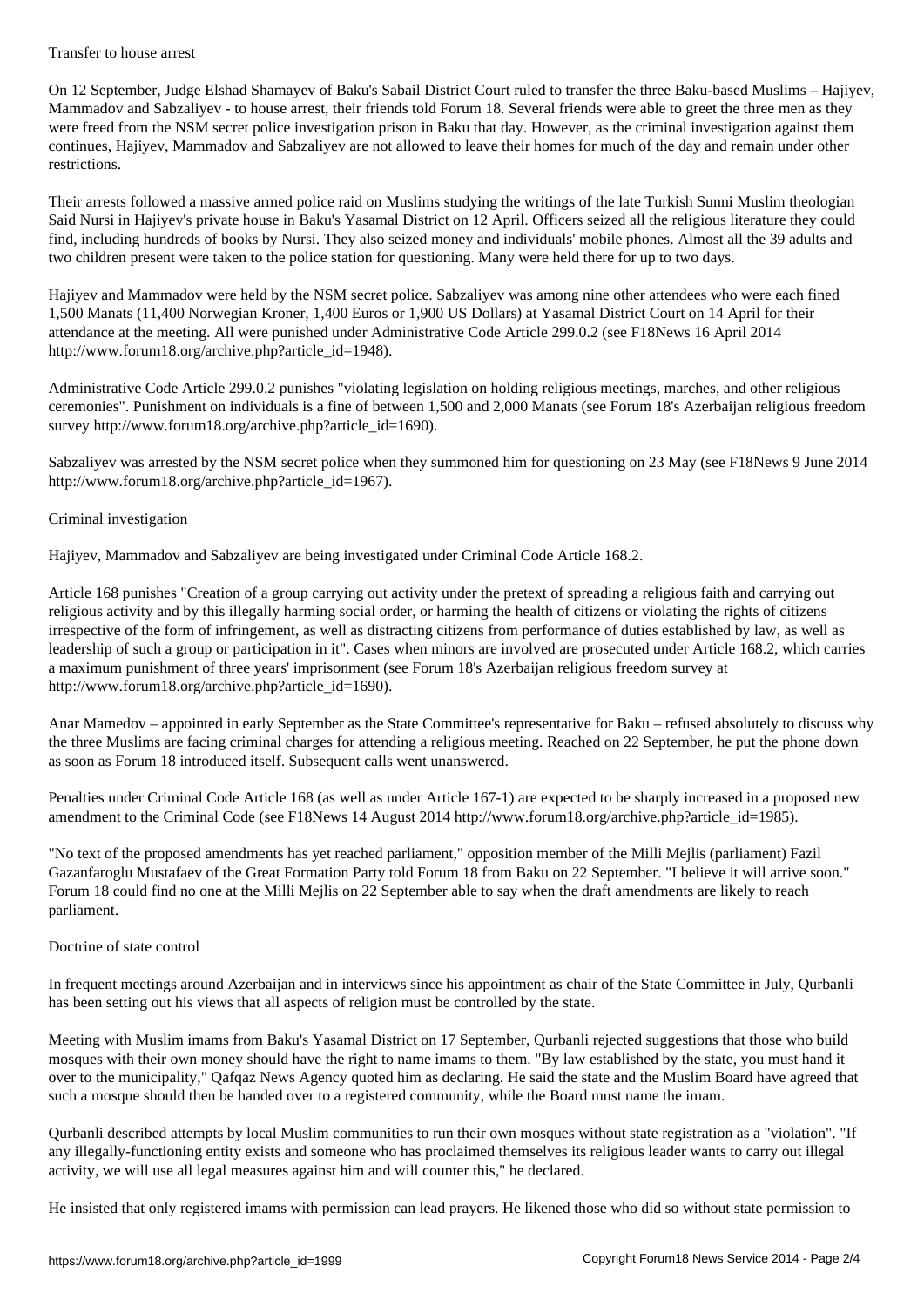## Transfer to house arrest

On 12 September, Judge Elshad Shamayev of Baku's Sabail District Court ruled to transfer the three Baku-based Muslims – Hajiyev, Mammadov and Sabzaliyev - to house arrest, their friends told Forum 18. Several friends were able to greet the three men as they were freed from the NSM secret police investigation prison in Baku that day. However, as the criminal investigation against them continues, Hajiyev, Mammadov and Sabzaliyev are not allowed to leave their homes for much of the day and remain under other restrictions.

Their arrests followed a massive armed police raid on Muslims studying the writings of the late Turkish Sunni Muslim theologian Said Nursi in Hajiyev's private house in Baku's Yasamal District on 12 April. Officers seized all the religious literature they could find, including hundreds of books by Nursi. They also seized money and individuals' mobile phones. Almost all the 39 adults and two children present were taken to the police station for questioning. Many were held there for up to two days.

Hajiyev and Mammadov were held by the NSM secret police. Sabzaliyev was among nine other attendees who were each fined 1,500 Manats (11,400 Norwegian Kroner, 1,400 Euros or 1,900 US Dollars) at Yasamal District Court on 14 April for their attendance at the meeting. All were punished under Administrative Code Article 299.0.2 (see F18News 16 April 2014 http://www.forum18.org/archive.php?article_id=1948).

Administrative Code Article 299.0.2 punishes "violating legislation on holding religious meetings, marches, and other religious ceremonies". Punishment on individuals is a fine of between 1,500 and 2,000 Manats (see Forum 18's Azerbaijan religious freedom survey http://www.forum18.org/archive.php?article_id=1690).

Sabzaliyev was arrested by the NSM secret police when they summoned him for questioning on 23 May (see F18News 9 June 2014 http://www.forum18.org/archive.php?article_id=1967).

## Criminal investigation

Hajiyev, Mammadov and Sabzaliyev are being investigated under Criminal Code Article 168.2.

Article 168 punishes "Creation of a group carrying out activity under the pretext of spreading a religious faith and carrying out religious activity and by this illegally harming social order, or harming the health of citizens or violating the rights of citizens irrespective of the form of infringement, as well as distracting citizens from performance of duties established by law, as well as leadership of such a group or participation in it". Cases when minors are involved are prosecuted under Article 168.2, which carries a maximum punishment of three years' imprisonment (see Forum 18's Azerbaijan religious freedom survey at http://www.forum18.org/archive.php?article_id=1690).

Anar Mamedov – appointed in early September as the State Committee's representative for Baku – refused absolutely to discuss why the three Muslims are facing criminal charges for attending a religious meeting. Reached on 22 September, he put the phone down as soon as Forum 18 introduced itself. Subsequent calls went unanswered.

Penalties under Criminal Code Article 168 (as well as under Article 167-1) are expected to be sharply increased in a proposed new amendment to the Criminal Code (see F18News 14 August 2014 http://www.forum18.org/archive.php?article_id=1985).

"No text of the proposed amendments has yet reached parliament," opposition member of the Milli Mejlis (parliament) Fazil Gazanfaroglu Mustafaev of the Great Formation Party told Forum 18 from Baku on 22 September. "I believe it will arrive soon." Forum 18 could find no one at the Milli Mejlis on 22 September able to say when the draft amendments are likely to reach parliament.

## Doctrine of state control

In frequent meetings around Azerbaijan and in interviews since his appointment as chair of the State Committee in July, Qurbanli has been setting out his views that all aspects of religion must be controlled by the state.

Meeting with Muslim imams from Baku's Yasamal District on 17 September, Qurbanli rejected suggestions that those who build mosques with their own money should have the right to name imams to them. "By law established by the state, you must hand it over to the municipality," Qafqaz News Agency quoted him as declaring. He said the state and the Muslim Board have agreed that such a mosque should then be handed over to a registered community, while the Board must name the imam.

Qurbanli described attempts by local Muslim communities to run their own mosques without state registration as a "violation". "If any illegally-functioning entity exists and someone who has proclaimed themselves its religious leader wants to carry out illegal activity, we will use all legal measures against him and will counter this," he declared.

He insisted that only registered imams with permission can lead prayers. He likened those who did so without state permission to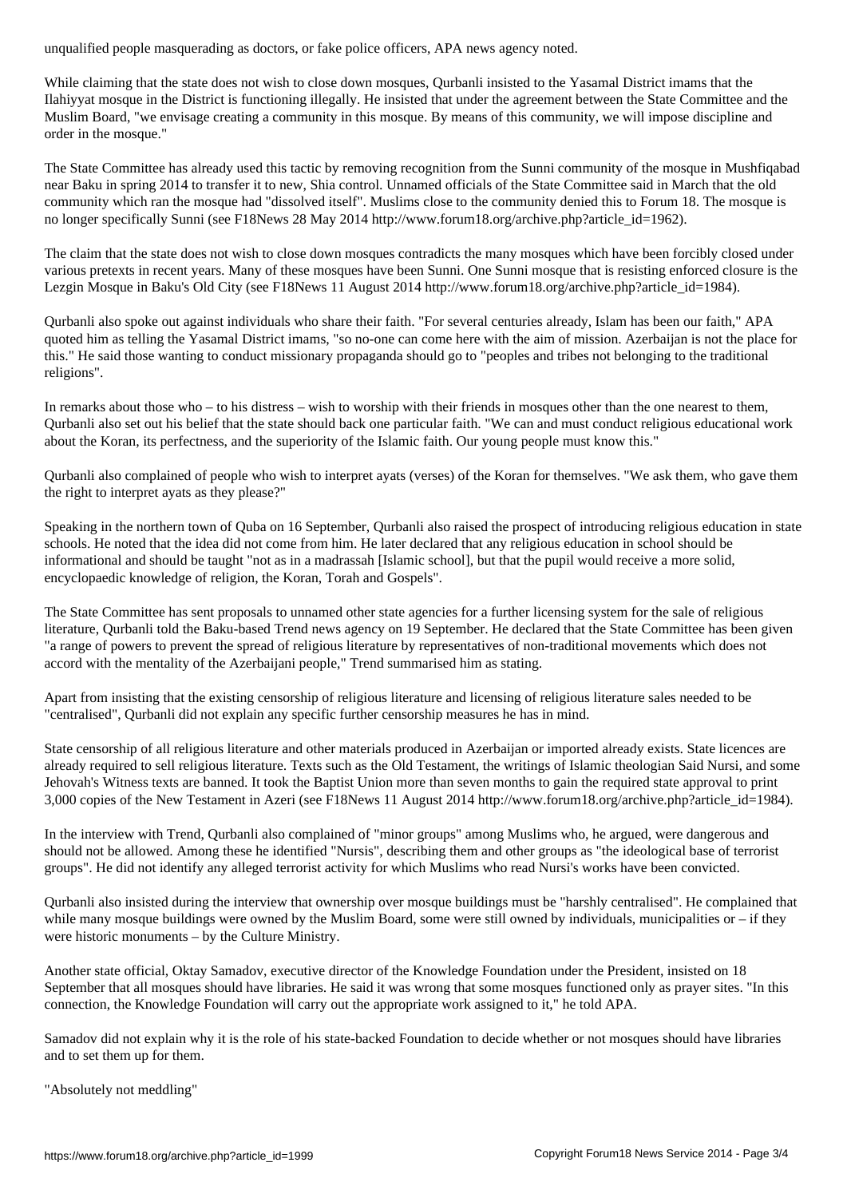unqualified people masquerading as doctors, or fake police officers, APA news agency noted.

While claiming that the state does not wish to close down mosques, Qurbanli insisted to the Yasamal District imams that the Ilahiyyat mosque in the District is functioning illegally. He insisted that under the agreement between the State Committee and the Muslim Board, "we envisage creating a community in this mosque. By means of this community, we will impose discipline and order in the mosque."

The State Committee has already used this tactic by removing recognition from the Sunni community of the mosque in Mushfiqabad near Baku in spring 2014 to transfer it to new, Shia control. Unnamed officials of the State Committee said in March that the old community which ran the mosque had "dissolved itself". Muslims close to the community denied this to Forum 18. The mosque is no longer specifically Sunni (see F18News 28 May 2014 http://www.forum18.org/archive.php?article_id=1962).

The claim that the state does not wish to close down mosques contradicts the many mosques which have been forcibly closed under various pretexts in recent years. Many of these mosques have been Sunni. One Sunni mosque that is resisting enforced closure is the Lezgin Mosque in Baku's Old City (see F18News 11 August 2014 http://www.forum18.org/archive.php?article_id=1984).

Qurbanli also spoke out against individuals who share their faith. "For several centuries already, Islam has been our faith," APA quoted him as telling the Yasamal District imams, "so no-one can come here with the aim of mission. Azerbaijan is not the place for this." He said those wanting to conduct missionary propaganda should go to "peoples and tribes not belonging to the traditional religions".

In remarks about those who – to his distress – wish to worship with their friends in mosques other than the one nearest to them, Qurbanli also set out his belief that the state should back one particular faith. "We can and must conduct religious educational work about the Koran, its perfectness, and the superiority of the Islamic faith. Our young people must know this."

Qurbanli also complained of people who wish to interpret ayats (verses) of the Koran for themselves. "We ask them, who gave them the right to interpret ayats as they please?"

Speaking in the northern town of Quba on 16 September, Qurbanli also raised the prospect of introducing religious education in state schools. He noted that the idea did not come from him. He later declared that any religious education in school should be informational and should be taught "not as in a madrassah [Islamic school], but that the pupil would receive a more solid, encyclopaedic knowledge of religion, the Koran, Torah and Gospels".

The State Committee has sent proposals to unnamed other state agencies for a further licensing system for the sale of religious literature, Qurbanli told the Baku-based Trend news agency on 19 September. He declared that the State Committee has been given "a range of powers to prevent the spread of religious literature by representatives of non-traditional movements which does not accord with the mentality of the Azerbaijani people," Trend summarised him as stating.

Apart from insisting that the existing censorship of religious literature and licensing of religious literature sales needed to be "centralised", Qurbanli did not explain any specific further censorship measures he has in mind.

State censorship of all religious literature and other materials produced in Azerbaijan or imported already exists. State licences are already required to sell religious literature. Texts such as the Old Testament, the writings of Islamic theologian Said Nursi, and some Jehovah's Witness texts are banned. It took the Baptist Union more than seven months to gain the required state approval to print 3,000 copies of the New Testament in Azeri (see F18News 11 August 2014 http://www.forum18.org/archive.php?article_id=1984).

In the interview with Trend, Qurbanli also complained of "minor groups" among Muslims who, he argued, were dangerous and should not be allowed. Among these he identified "Nursis", describing them and other groups as "the ideological base of terrorist groups". He did not identify any alleged terrorist activity for which Muslims who read Nursi's works have been convicted.

Qurbanli also insisted during the interview that ownership over mosque buildings must be "harshly centralised". He complained that while many mosque buildings were owned by the Muslim Board, some were still owned by individuals, municipalities or – if they were historic monuments – by the Culture Ministry.

Another state official, Oktay Samadov, executive director of the Knowledge Foundation under the President, insisted on 18 September that all mosques should have libraries. He said it was wrong that some mosques functioned only as prayer sites. "In this connection, the Knowledge Foundation will carry out the appropriate work assigned to it," he told APA.

Samadov did not explain why it is the role of his state-backed Foundation to decide whether or not mosques should have libraries and to set them up for them.

"Absolutely not meddling"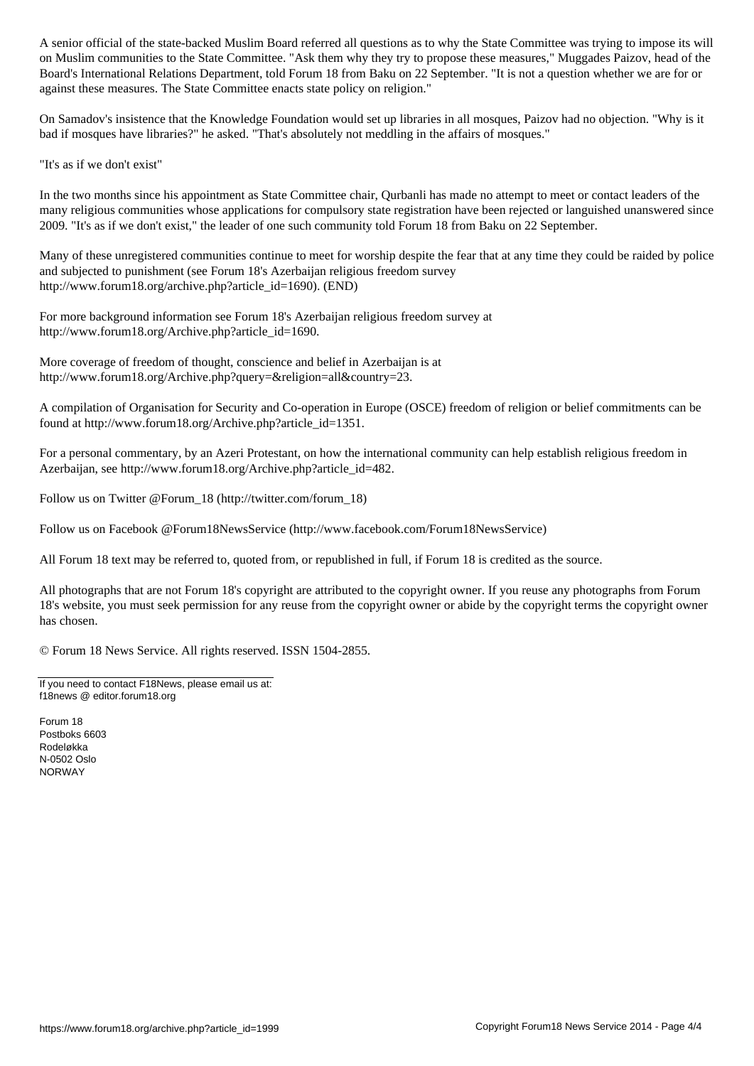A senior official of the state-backed Muslim Board referred all questions as to why the State Committee was trying to impose its will on Muslim communities to the State Committee. "Ask them why they try to propose these measures," Muggades Paizov, head of the Board's International Relations Department, told Forum 18 from Baku on 22 September. "It is not a question whether we are for or against these measures. The State Committee enacts state policy on religion."

On Samadov's insistence that the Knowledge Foundation would set up libraries in all mosques, Paizov had no objection. "Why is it bad if mosques have libraries?" he asked. "That's absolutely not meddling in the affairs of mosques."

"It's as if we don't exist"

In the two months since his appointment as State Committee chair, Qurbanli has made no attempt to meet or contact leaders of the many religious communities whose applications for compulsory state registration have been rejected or languished unanswered since 2009. "It's as if we don't exist," the leader of one such community told Forum 18 from Baku on 22 September.

Many of these unregistered communities continue to meet for worship despite the fear that at any time they could be raided by police and subjected to punishment (see Forum 18's Azerbaijan religious freedom survey http://www.forum18.org/archive.php?article_id=1690). (END)

For more background information see Forum 18's Azerbaijan religious freedom survey at http://www.forum18.org/Archive.php?article_id=1690.

More coverage of freedom of thought, conscience and belief in Azerbaijan is at http://www.forum18.org/Archive.php?query=&religion=all&country=23.

A compilation of Organisation for Security and Co-operation in Europe (OSCE) freedom of religion or belief commitments can be found at http://www.forum18.org/Archive.php?article_id=1351.

For a personal commentary, by an Azeri Protestant, on how the international community can help establish religious freedom in Azerbaijan, see http://www.forum18.org/Archive.php?article_id=482.

Follow us on Twitter @Forum_18 (http://twitter.com/forum_18)

Follow us on Facebook @Forum18NewsService (http://www.facebook.com/Forum18NewsService)

All Forum 18 text may be referred to, quoted from, or republished in full, if Forum 18 is credited as the source.

All photographs that are not Forum 18's copyright are attributed to the copyright owner. If you reuse any photographs from Forum 18's website, you must seek permission for any reuse from the copyright owner or abide by the copyright terms the copyright owner has chosen.

© Forum 18 News Service. All rights reserved. ISSN 1504-2855.

If you need to contact F18News, please email us at:
f18news @ editor.forum18.org

Forum 18
Postboks 6603
Rodeløkka
N-0502 Oslo
NORWAY